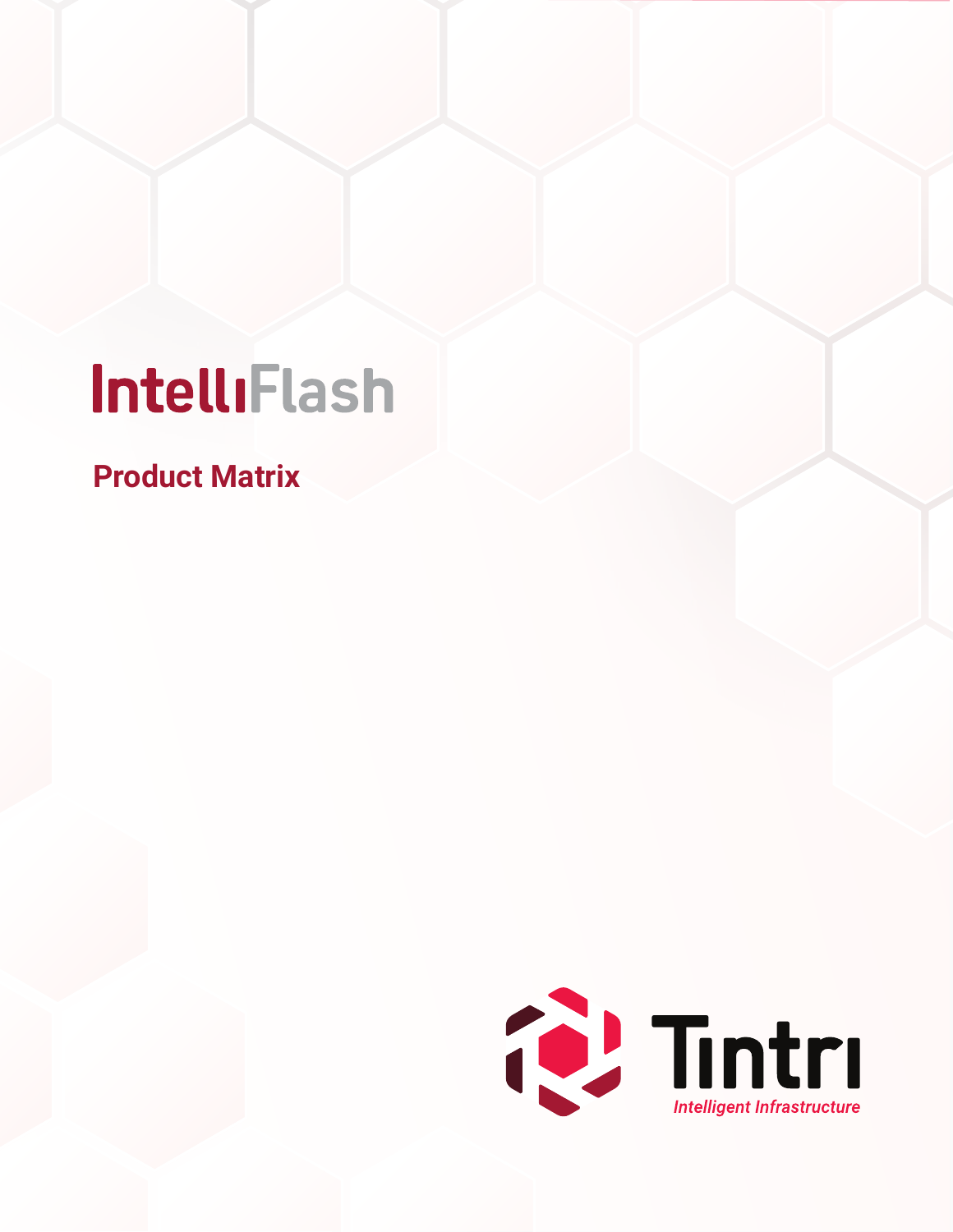# IntelliFlash

## Product Matrix

Tintri

*Intelligent Infrastructure*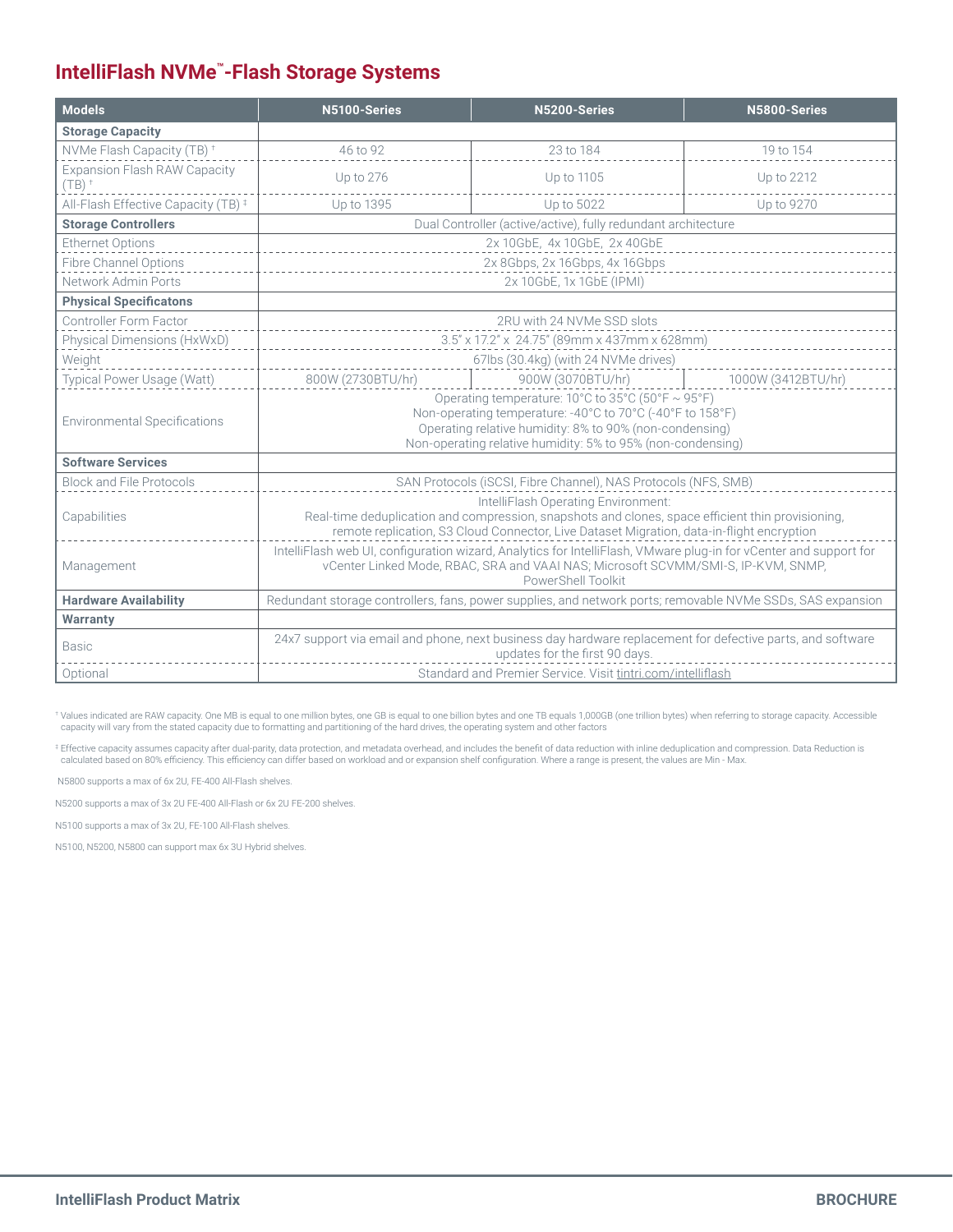## IntelliFlash NVMe™-Flash Storage Systems

| Models | N5100-Series | N5200-Series | N5800-Series |
|---|---|---|---|
| **Storage Capacity** | | | |
| NVMe Flash Capacity (TB) † | 46 to 92 | 23 to 184 | 19 to 154 |
| Expansion Flash RAW Capacity (TB) † | Up to 276 | Up to 1105 | Up to 2212 |
| All-Flash Effective Capacity (TB) ‡ | Up to 1395 | Up to 5022 | Up to 9270 |
| **Storage Controllers** | Dual Controller (active/active), fully redundant architecture | | |
| Ethernet Options | 2x 10GbE, 4x 10GbE, 2x 40GbE | | |
| Fibre Channel Options | 2x 8Gbps, 2x 16Gbps, 4x 16Gbps | | |
| Network Admin Ports | 2x 10GbE, 1x 1GbE (IPMI) | | |
| **Physical Specificatons** | | | |
| Controller Form Factor | 2RU with 24 NVMe SSD slots | | |
| Physical Dimensions (HxWxD) | 3.5" x 17.2" x 24.75" (89mm x 437mm x 628mm) | | |
| Weight | 67lbs (30.4kg) (with 24 NVMe drives) | | |
| Typical Power Usage (Watt) | 800W (2730BTU/hr) | 900W (3070BTU/hr) | 1000W (3412BTU/hr) |
| Environmental Specifications | Operating temperature: 10°C to 35°C (50°F ~ 95°F)<br>Non-operating temperature: -40°C to 70°C (-40°F to 158°F)<br>Operating relative humidity: 8% to 90% (non-condensing)<br>Non-operating relative humidity: 5% to 95% (non-condensing) | | |
| **Software Services** | | | |
| Block and File Protocols | SAN Protocols (iSCSI, Fibre Channel), NAS Protocols (NFS, SMB) | | |
| Capabilities | IntelliFlash Operating Environment:<br>Real-time deduplication and compression, snapshots and clones, space efficient thin provisioning, remote replication, S3 Cloud Connector, Live Dataset Migration, data-in-flight encryption | | |
| Management | IntelliFlash web UI, configuration wizard, Analytics for IntelliFlash, VMware plug-in for vCenter and support for vCenter Linked Mode, RBAC, SRA and VAAI NAS; Microsoft SCVMM/SMI-S, IP-KVM, SNMP, PowerShell Toolkit | | |
| **Hardware Availability** | Redundant storage controllers, fans, power supplies, and network ports; removable NVMe SSDs, SAS expansion | | |
| **Warranty** | | | |
| Basic | 24x7 support via email and phone, next business day hardware replacement for defective parts, and software updates for the first 90 days. | | |
| Optional | Standard and Premier Service. Visit tintri.com/intelliflash | | |

† Values indicated are RAW capacity. One MB is equal to one million bytes, one GB is equal to one billion bytes and one TB equals 1,000GB (one trillion bytes) when referring to storage capacity. Accessible capacity will vary from the stated capacity due to formatting and partitioning of the hard drives, the operating system and other factors

‡ Effective capacity assumes capacity after dual-parity, data protection, and metadata overhead, and includes the benefit of data reduction with inline deduplication and compression. Data Reduction is calculated based on 80% efficiency. This efficiency can differ based on workload and or expansion shelf configuration. Where a range is present, the values are Min - Max.

N5800 supports a max of 6x 2U, FE-400 All-Flash shelves.

N5200 supports a max of 3x 2U FE-400 All-Flash or 6x 2U FE-200 shelves.

N5100 supports a max of 3x 2U, FE-100 All-Flash shelves.

N5100, N5200, N5800 can support max 6x 3U Hybrid shelves.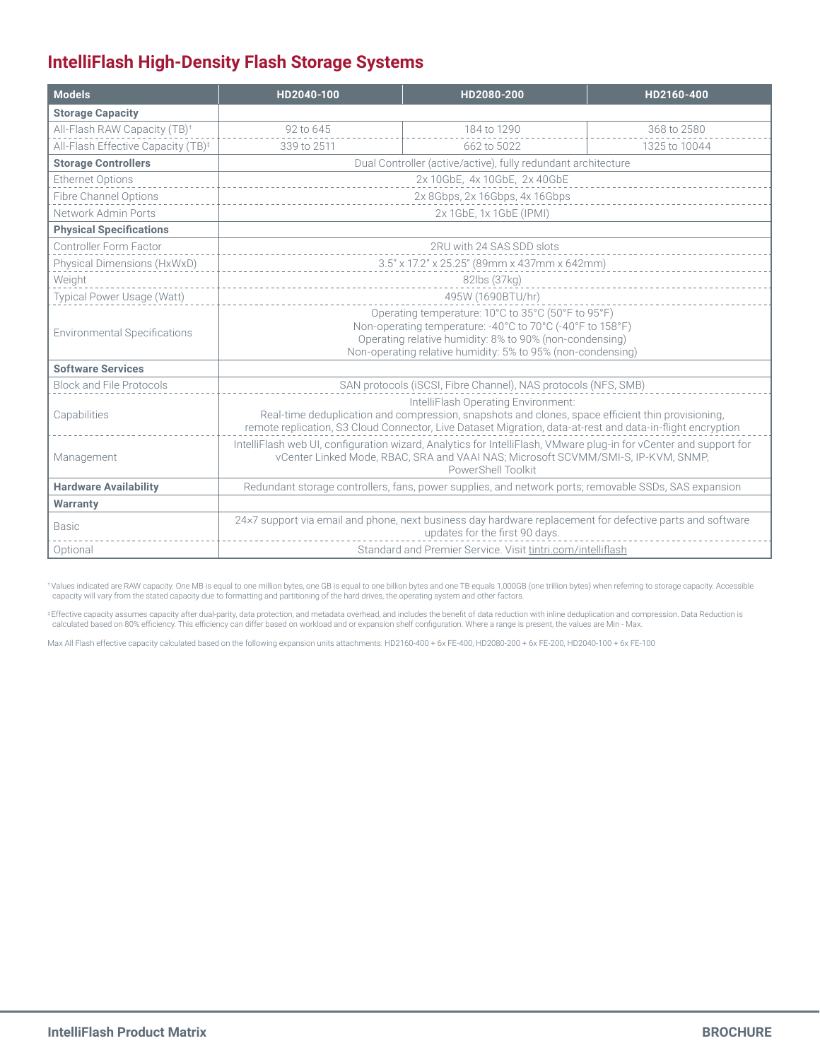## IntelliFlash High-Density Flash Storage Systems

| Models | HD2040-100 | HD2080-200 | HD2160-400 |
|---|---|---|---|
| **Storage Capacity** | | | |
| All-Flash RAW Capacity (TB)† | 92 to 645 | 184 to 1290 | 368 to 2580 |
| All-Flash Effective Capacity (TB)‡ | 339 to 2511 | 662 to 5022 | 1325 to 10044 |
| **Storage Controllers** | Dual Controller (active/active), fully redundant architecture | | |
| Ethernet Options | 2x 10GbE, 4x 10GbE, 2x 40GbE | | |
| Fibre Channel Options | 2x 8Gbps, 2x 16Gbps, 4x 16Gbps | | |
| Network Admin Ports | 2x 1GbE, 1x 1GbE (IPMI) | | |
| **Physical Specifications** | | | |
| Controller Form Factor | 2RU with 24 SAS SDD slots | | |
| Physical Dimensions (HxWxD) | 3.5" x 17.2" x 25.25" (89mm x 437mm x 642mm) | | |
| Weight | 82lbs (37kg) | | |
| Typical Power Usage (Watt) | 495W (1690BTU/hr) | | |
| Environmental Specifications | Operating temperature: 10°C to 35°C (50°F to 95°F)<br>Non-operating temperature: -40°C to 70°C (-40°F to 158°F)<br>Operating relative humidity: 8% to 90% (non-condensing)<br>Non-operating relative humidity: 5% to 95% (non-condensing) | | |
| **Software Services** | | | |
| Block and File Protocols | SAN protocols (iSCSI, Fibre Channel), NAS protocols (NFS, SMB) | | |
| Capabilities | IntelliFlash Operating Environment:<br>Real-time deduplication and compression, snapshots and clones, space efficient thin provisioning, remote replication, S3 Cloud Connector, Live Dataset Migration, data-at-rest and data-in-flight encryption | | |
| Management | IntelliFlash web UI, configuration wizard, Analytics for IntelliFlash, VMware plug-in for vCenter and support for vCenter Linked Mode, RBAC, SRA and VAAI NAS; Microsoft SCVMM/SMI-S, IP-KVM, SNMP, PowerShell Toolkit | | |
| **Hardware Availability** | Redundant storage controllers, fans, power supplies, and network ports; removable SSDs, SAS expansion | | |
| **Warranty** | | | |
| Basic | 24×7 support via email and phone, next business day hardware replacement for defective parts and software updates for the first 90 days. | | |
| Optional | Standard and Premier Service. Visit tintri.com/intelliflash | | |

† Values indicated are RAW capacity. One MB is equal to one million bytes, one GB is equal to one billion bytes and one TB equals 1,000GB (one trillion bytes) when referring to storage capacity. Accessible capacity will vary from the stated capacity due to formatting and partitioning of the hard drives, the operating system and other factors.

‡ Effective capacity assumes capacity after dual-parity, data protection, and metadata overhead, and includes the benefit of data reduction with inline deduplication and compression. Data Reduction is calculated based on 80% efficiency. This efficiency can differ based on workload and or expansion shelf configuration. Where a range is present, the values are Min - Max.

Max All Flash effective capacity calculated based on the following expansion units attachments: HD2160-400 + 6x FE-400, HD2080-200 + 6x FE-200, HD2040-100 + 6x FE-100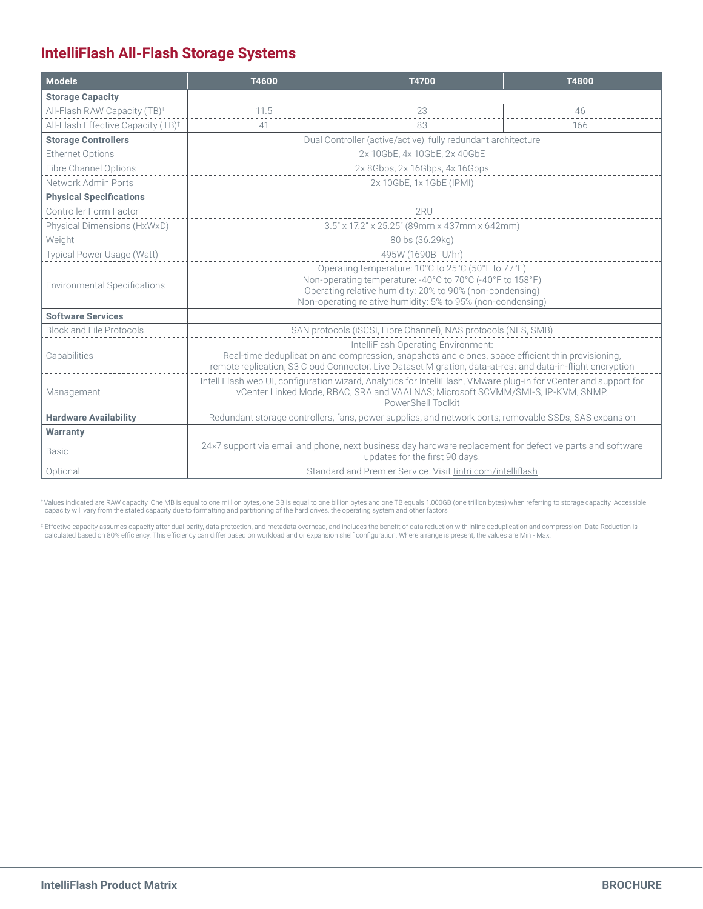# IntelliFlash All-Flash Storage Systems

| Models | T4600 | T4700 | T4800 |
|---|---|---|---|
| **Storage Capacity** | | | |
| All-Flash RAW Capacity (TB)† | 11.5 | 23 | 46 |
| All-Flash Effective Capacity (TB)‡ | 41 | 83 | 166 |
| **Storage Controllers** | Dual Controller (active/active), fully redundant architecture | | |
| Ethernet Options | 2x 10GbE, 4x 10GbE, 2x 40GbE | | |
| Fibre Channel Options | 2x 8Gbps, 2x 16Gbps, 4x 16Gbps | | |
| Network Admin Ports | 2x 10GbE, 1x 1GbE (IPMI) | | |
| **Physical Specifications** | | | |
| Controller Form Factor | 2RU | | |
| Physical Dimensions (HxWxD) | 3.5" x 17.2" x 25.25" (89mm x 437mm x 642mm) | | |
| Weight | 80lbs (36.29kg) | | |
| Typical Power Usage (Watt) | 495W (1690BTU/hr) | | |
| Environmental Specifications | Operating temperature: 10°C to 25°C (50°F to 77°F)<br>Non-operating temperature: -40°C to 70°C (-40°F to 158°F)<br>Operating relative humidity: 20% to 90% (non-condensing)<br>Non-operating relative humidity: 5% to 95% (non-condensing) | | |
| **Software Services** | | | |
| Block and File Protocols | SAN protocols (iSCSI, Fibre Channel), NAS protocols (NFS, SMB) | | |
| Capabilities | IntelliFlash Operating Environment:<br>Real-time deduplication and compression, snapshots and clones, space efficient thin provisioning, remote replication, S3 Cloud Connector, Live Dataset Migration, data-at-rest and data-in-flight encryption | | |
| Management | IntelliFlash web UI, configuration wizard, Analytics for IntelliFlash, VMware plug-in for vCenter and support for vCenter Linked Mode, RBAC, SRA and VAAI NAS; Microsoft SCVMM/SMI-S, IP-KVM, SNMP, PowerShell Toolkit | | |
| **Hardware Availability** | Redundant storage controllers, fans, power supplies, and network ports; removable SSDs, SAS expansion | | |
| **Warranty** | | | |
| Basic | 24×7 support via email and phone, next business day hardware replacement for defective parts and software updates for the first 90 days. | | |
| Optional | Standard and Premier Service. Visit tintri.com/intelliflash | | |

† Values indicated are RAW capacity. One MB is equal to one million bytes, one GB is equal to one billion bytes and one TB equals 1,000GB (one trillion bytes) when referring to storage capacity. Accessible capacity will vary from the stated capacity due to formatting and partitioning of the hard drives, the operating system and other factors

‡ Effective capacity assumes capacity after dual-parity, data protection, and metadata overhead, and includes the benefit of data reduction with inline deduplication and compression. Data Reduction is calculated based on 80% efficiency. This efficiency can differ based on workload and or expansion shelf configuration. Where a range is present, the values are Min - Max.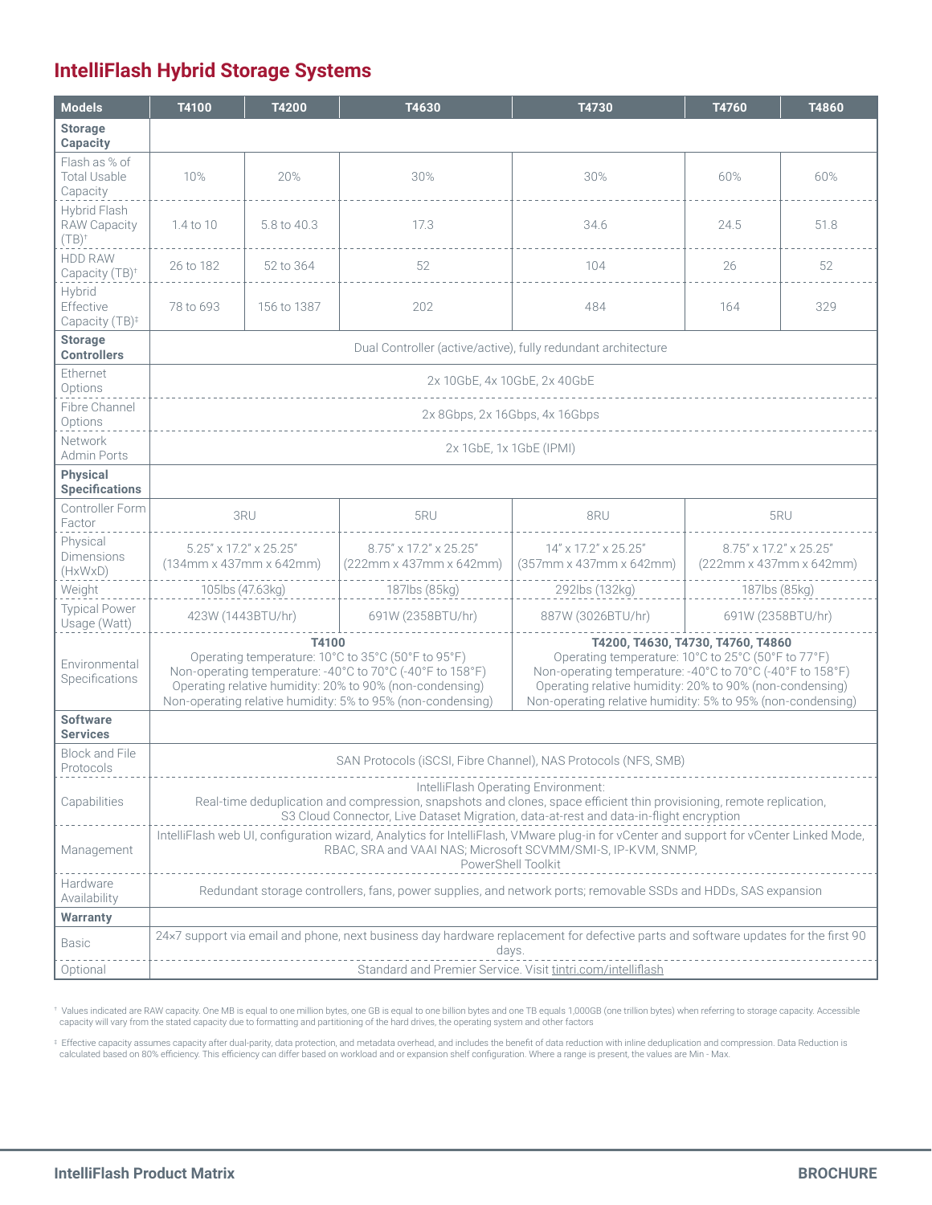# IntelliFlash Hybrid Storage Systems

| Models | T4100 | T4200 | T4630 | T4730 | T4760 | T4860 |
|---|---|---|---|---|---|---|
| **Storage Capacity** | | | | | | |
| Flash as % of Total Usable Capacity | 10% | 20% | 30% | 30% | 60% | 60% |
| Hybrid Flash RAW Capacity (TB)† | 1.4 to 10 | 5.8 to 40.3 | 17.3 | 34.6 | 24.5 | 51.8 |
| HDD RAW Capacity (TB)† | 26 to 182 | 52 to 364 | 52 | 104 | 26 | 52 |
| Hybrid Effective Capacity (TB)‡ | 78 to 693 | 156 to 1387 | 202 | 484 | 164 | 329 |
| **Storage Controllers** | Dual Controller (active/active), fully redundant architecture | | | | | |
| Ethernet Options | 2x 10GbE, 4x 10GbE, 2x 40GbE | | | | | |
| Fibre Channel Options | 2x 8Gbps, 2x 16Gbps, 4x 16Gbps | | | | | |
| Network Admin Ports | 2x 1GbE, 1x 1GbE (IPMI) | | | | | |
| **Physical Specifications** | | | | | | |
| Controller Form Factor | 3RU | | 5RU | 8RU | 5RU | |
| Physical Dimensions (HxWxD) | 5.25" x 17.2" x 25.25" (134mm x 437mm x 642mm) | | 8.75" x 17.2" x 25.25" (222mm x 437mm x 642mm) | 14" x 17.2" x 25.25" (357mm x 437mm x 642mm) | 8.75" x 17.2" x 25.25" (222mm x 437mm x 642mm) | |
| Weight | 105lbs (47.63kg) | | 187lbs (85kg) | 292lbs (132kg) | 187lbs (85kg) | |
| Typical Power Usage (Watt) | 423W (1443BTU/hr) | | 691W (2358BTU/hr) | 887W (3026BTU/hr) | 691W (2358BTU/hr) | |
| Environmental Specifications | **T4100** Operating temperature: 10°C to 35°C (50°F to 95°F) Non-operating temperature: -40°C to 70°C (-40°F to 158°F) Operating relative humidity: 20% to 90% (non-condensing) Non-operating relative humidity: 5% to 95% (non-condensing) | | | **T4200, T4630, T4730, T4760, T4860** Operating temperature: 10°C to 25°C (50°F to 77°F) Non-operating temperature: -40°C to 70°C (-40°F to 158°F) Operating relative humidity: 20% to 90% (non-condensing) Non-operating relative humidity: 5% to 95% (non-condensing) | | |
| **Software Services** | | | | | | |
| Block and File Protocols | SAN Protocols (iSCSI, Fibre Channel), NAS Protocols (NFS, SMB) | | | | | |
| Capabilities | IntelliFlash Operating Environment: Real-time deduplication and compression, snapshots and clones, space efficient thin provisioning, remote replication, S3 Cloud Connector, Live Dataset Migration, data-at-rest and data-in-flight encryption | | | | | |
| Management | IntelliFlash web UI, configuration wizard, Analytics for IntelliFlash, VMware plug-in for vCenter and support for vCenter Linked Mode, RBAC, SRA and VAAI NAS; Microsoft SCVMM/SMI-S, IP-KVM, SNMP, PowerShell Toolkit | | | | | |
| Hardware Availability | Redundant storage controllers, fans, power supplies, and network ports; removable SSDs and HDDs, SAS expansion | | | | | |
| **Warranty** | | | | | | |
| Basic | 24×7 support via email and phone, next business day hardware replacement for defective parts and software updates for the first 90 days. | | | | | |
| Optional | Standard and Premier Service. Visit tintri.com/intelliflash | | | | | |

† Values indicated are RAW capacity. One MB is equal to one million bytes, one GB is equal to one billion bytes and one TB equals 1,000GB (one trillion bytes) when referring to storage capacity. Accessible capacity will vary from the stated capacity due to formatting and partitioning of the hard drives, the operating system and other factors

‡ Effective capacity assumes capacity after dual-parity, data protection, and metadata overhead, and includes the benefit of data reduction with inline deduplication and compression. Data Reduction is calculated based on 80% efficiency. This efficiency can differ based on workload and or expansion shelf configuration. Where a range is present, the values are Min - Max.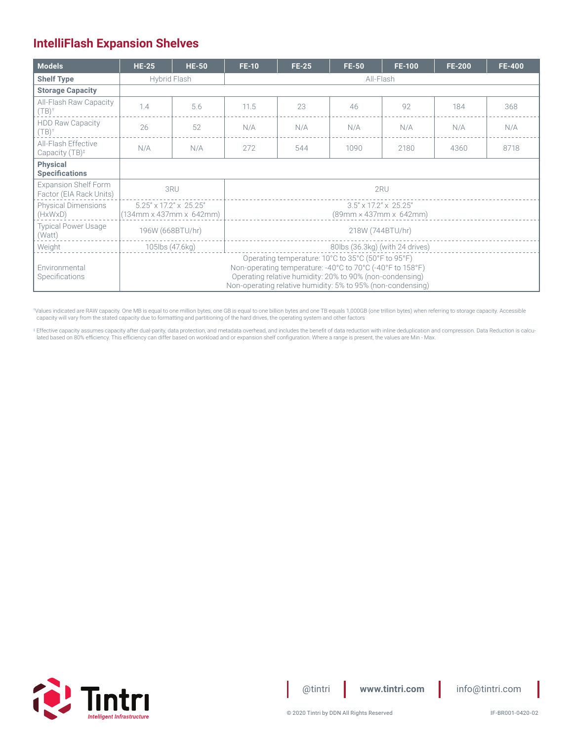## IntelliFlash Expansion Shelves

| Models | HE-25 | HE-50 | FE-10 | FE-25 | FE-50 | FE-100 | FE-200 | FE-400 |
|---|---|---|---|---|---|---|---|---|
| **Shelf Type** | Hybrid Flash | | All-Flash | | | | | |
| **Storage Capacity** | | | | | | | | |
| All-Flash Raw Capacity (TB)† | 1.4 | 5.6 | 11.5 | 23 | 46 | 92 | 184 | 368 |
| HDD Raw Capacity (TB)† | 26 | 52 | N/A | N/A | N/A | N/A | N/A | N/A |
| All-Flash Effective Capacity (TB)‡ | N/A | N/A | 272 | 544 | 1090 | 2180 | 4360 | 8718 |
| **Physical Specifications** | | | | | | | | |
| Expansion Shelf Form Factor (EIA Rack Units) | 3RU | | 2RU | | | | | |
| Physical Dimensions (HxWxD) | 5.25" x 17.2" x 25.25" (134mm x 437mm x 642mm) | | 3.5" x 17.2" x 25.25" (89mm x 437mm x 642mm) | | | | | |
| Typical Power Usage (Watt) | 196W (668BTU/hr) | | 218W (744BTU/hr) | | | | | |
| Weight | 105lbs (47.6kg) | | 80lbs (36.3kg) (with 24 drives) | | | | | |
| Environmental Specifications | Operating temperature: 10°C to 35°C (50°F to 95°F)<br>Non-operating temperature: -40°C to 70°C (-40°F to 158°F)<br>Operating relative humidity: 20% to 90% (non-condensing)<br>Non-operating relative humidity: 5% to 95% (non-condensing) | | | | | | | |

†Values indicated are RAW capacity. One MB is equal to one million bytes, one GB is equal to one billion bytes and one TB equals 1,000GB (one trillion bytes) when referring to storage capacity. Accessible capacity will vary from the stated capacity due to formatting and partitioning of the hard drives, the operating system and other factors

‡ Effective capacity assumes capacity after dual-parity, data protection, and metadata overhead, and includes the benefit of data reduction with inline deduplication and compression. Data Reduction is calculated based on 80% efficiency. This efficiency can differ based on workload and or expansion shelf configuration. Where a range is present, the values are Min - Max.

Tintri *Intelligent Infrastructure*

@tintri | **www.tintri.com** | info@tintri.com

© 2020 Tintri by DDN All Rights Reserved

IF-BR001-0420-02